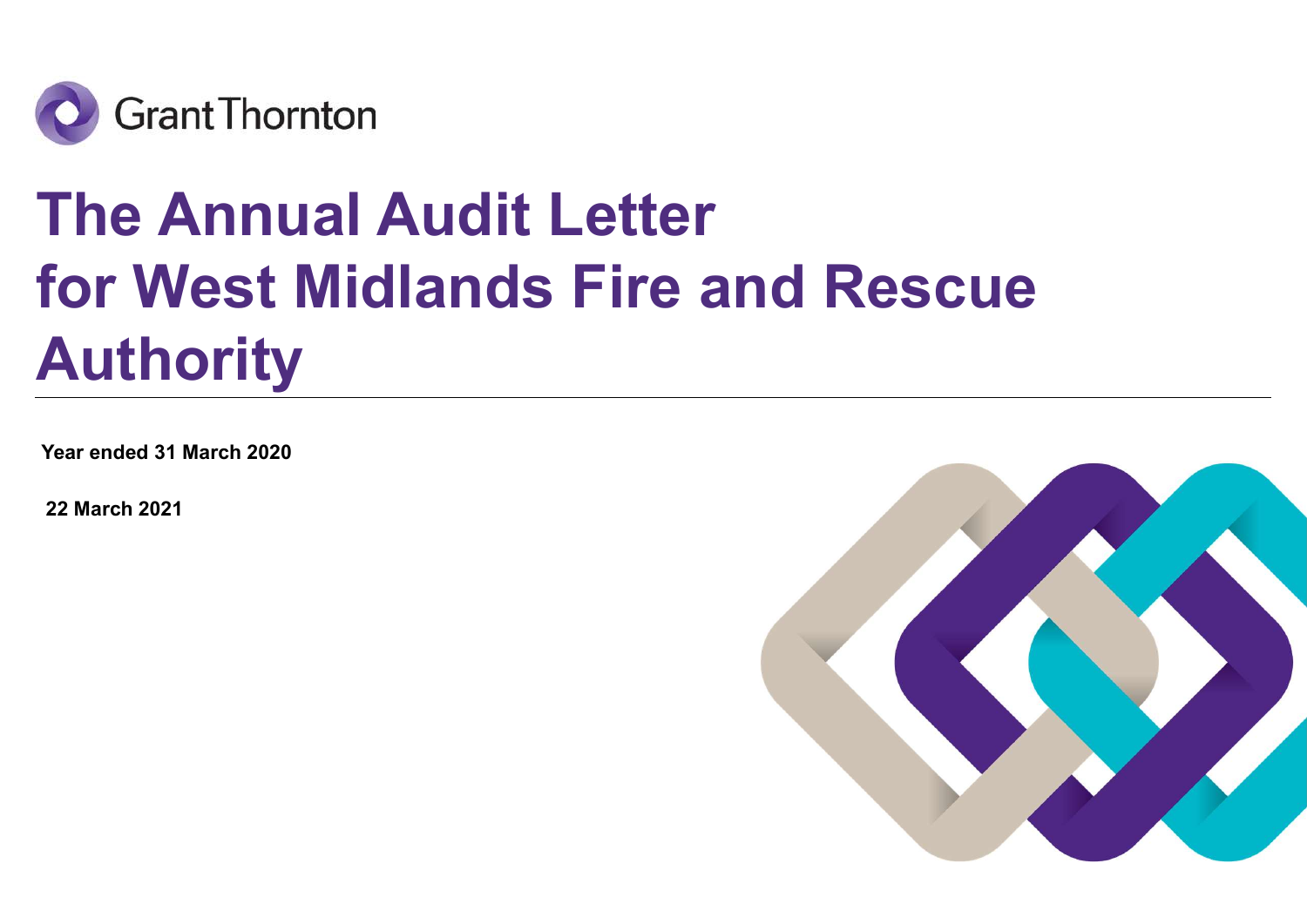Grant Thornton

# The Annual Audit Letter for West Midlands Fire and Rescue Authority

**Year ended 31 March 2020**

**22 March 2021**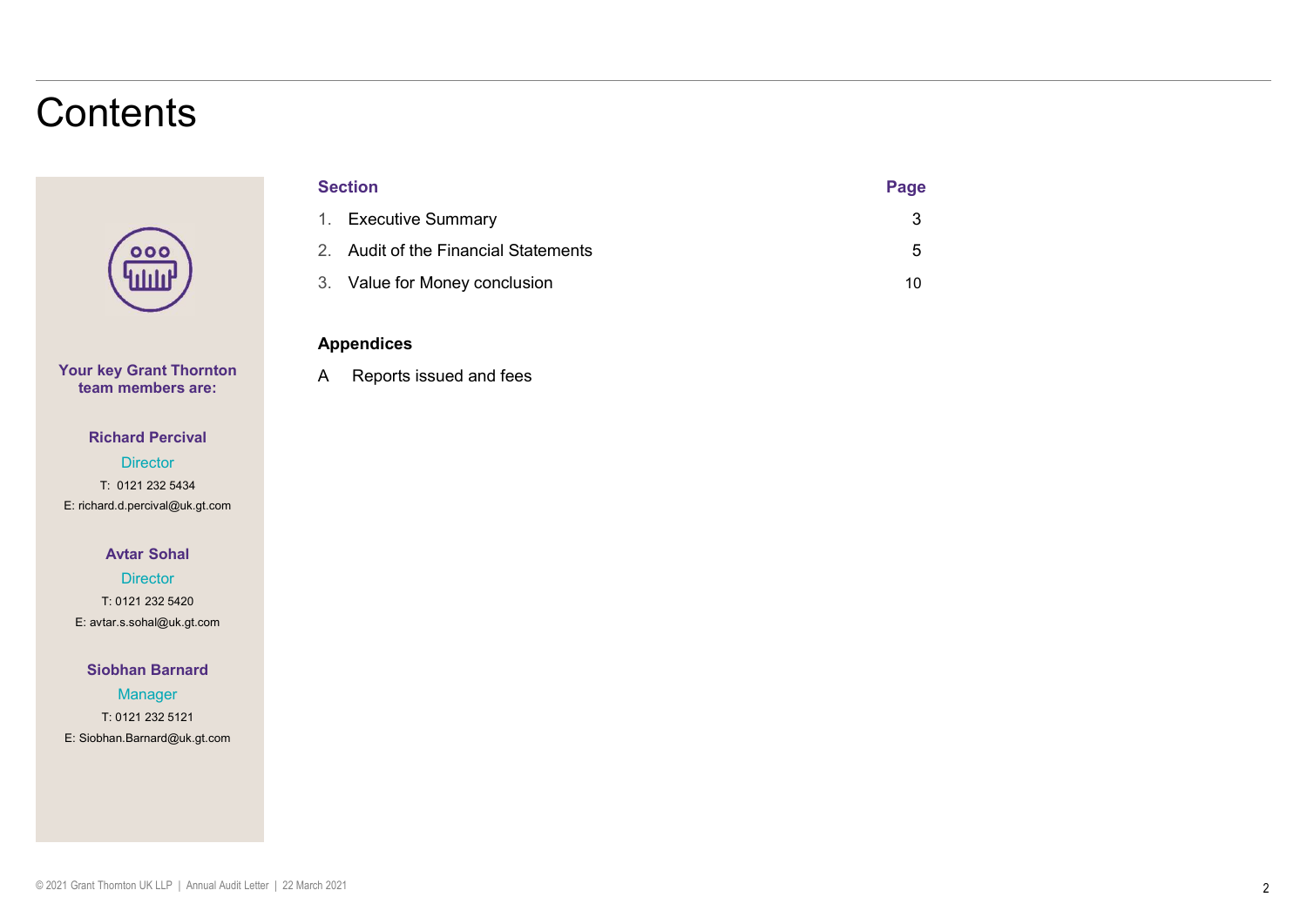# Contents

| Section | Page |
|---|---|
| 1. Executive Summary | 3 |
| 2. Audit of the Financial Statements | 5 |
| 3. Value for Money conclusion | 10 |

**Appendices**

A Reports issued and fees

**Your key Grant Thornton team members are:**

**Richard Percival**
Director
T: 0121 232 5434
E: richard.d.percival@uk.gt.com

**Avtar Sohal**
Director
T: 0121 232 5420
E: avtar.s.sohal@uk.gt.com

**Siobhan Barnard**
Manager
T: 0121 232 5121
E: Siobhan.Barnard@uk.gt.com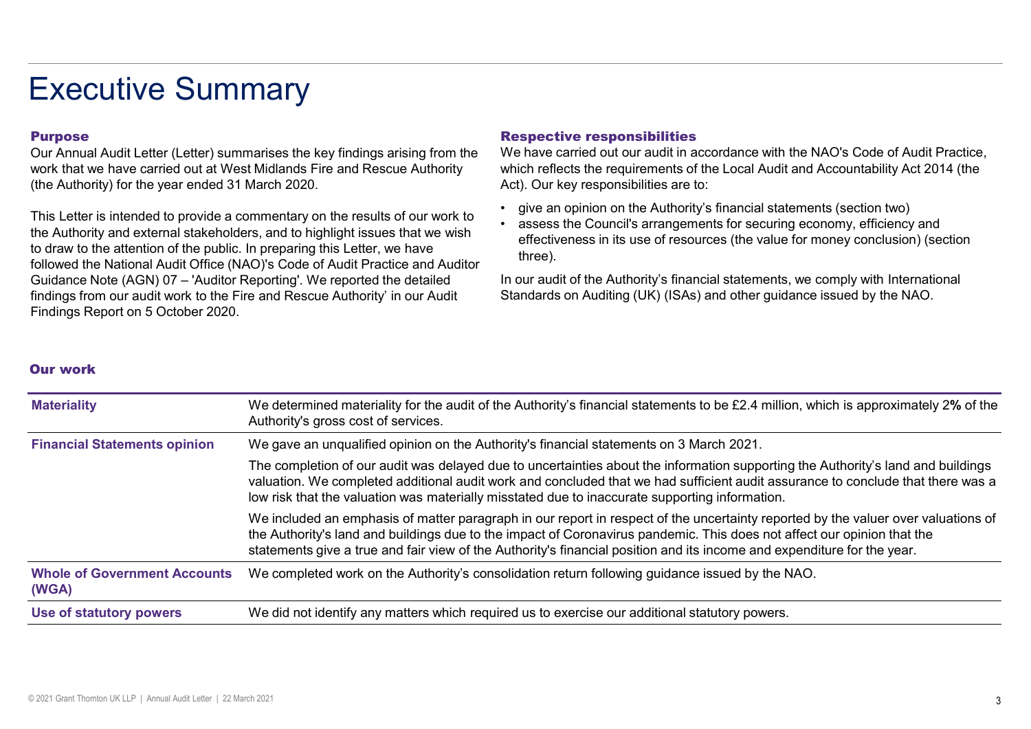# Executive Summary

### Purpose

Our Annual Audit Letter (Letter) summarises the key findings arising from the work that we have carried out at West Midlands Fire and Rescue Authority (the Authority) for the year ended 31 March 2020.

This Letter is intended to provide a commentary on the results of our work to the Authority and external stakeholders, and to highlight issues that we wish to draw to the attention of the public. In preparing this Letter, we have followed the National Audit Office (NAO)'s Code of Audit Practice and Auditor Guidance Note (AGN) 07 – 'Auditor Reporting'. We reported the detailed findings from our audit work to the Fire and Rescue Authority' in our Audit Findings Report on 5 October 2020.

### Respective responsibilities

We have carried out our audit in accordance with the NAO's Code of Audit Practice, which reflects the requirements of the Local Audit and Accountability Act 2014 (the Act). Our key responsibilities are to:

- give an opinion on the Authority's financial statements (section two)
- assess the Council's arrangements for securing economy, efficiency and effectiveness in its use of resources (the value for money conclusion) (section three).

In our audit of the Authority's financial statements, we comply with International Standards on Auditing (UK) (ISAs) and other guidance issued by the NAO.

### Our work

| | |
|---|---|
| **Materiality** | We determined materiality for the audit of the Authority's financial statements to be £2.4 million, which is approximately 2**%** of the Authority's gross cost of services. |
| **Financial Statements opinion** | We gave an unqualified opinion on the Authority's financial statements on 3 March 2021. |
| | The completion of our audit was delayed due to uncertainties about the information supporting the Authority's land and buildings valuation. We completed additional audit work and concluded that we had sufficient audit assurance to conclude that there was a low risk that the valuation was materially misstated due to inaccurate supporting information. |
| | We included an emphasis of matter paragraph in our report in respect of the uncertainty reported by the valuer over valuations of the Authority's land and buildings due to the impact of Coronavirus pandemic. This does not affect our opinion that the statements give a true and fair view of the Authority's financial position and its income and expenditure for the year. |
| **Whole of Government Accounts (WGA)** | We completed work on the Authority's consolidation return following guidance issued by the NAO. |
| **Use of statutory powers** | We did not identify any matters which required us to exercise our additional statutory powers. |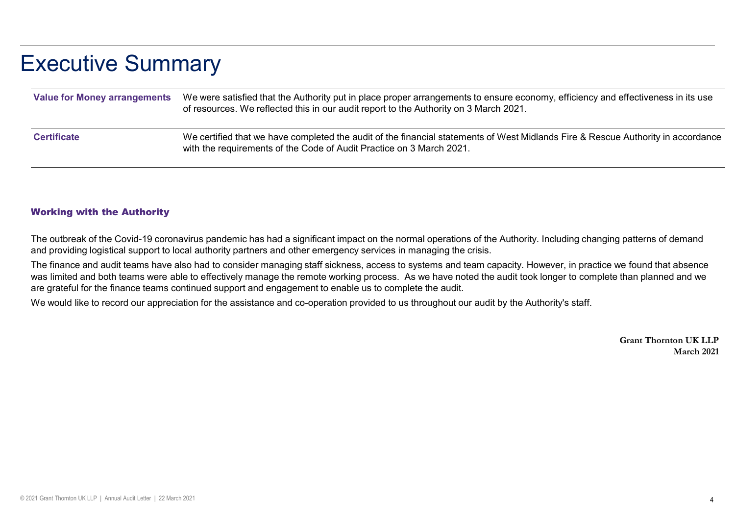# Executive Summary

| | |
|---|---|
| **Value for Money arrangements** | We were satisfied that the Authority put in place proper arrangements to ensure economy, efficiency and effectiveness in its use of resources. We reflected this in our audit report to the Authority on 3 March 2021. |
| **Certificate** | We certified that we have completed the audit of the financial statements of West Midlands Fire & Rescue Authority in accordance with the requirements of the Code of Audit Practice on 3 March 2021. |

## Working with the Authority

The outbreak of the Covid-19 coronavirus pandemic has had a significant impact on the normal operations of the Authority. Including changing patterns of demand and providing logistical support to local authority partners and other emergency services in managing the crisis.

The finance and audit teams have also had to consider managing staff sickness, access to systems and team capacity. However, in practice we found that absence was limited and both teams were able to effectively manage the remote working process. As we have noted the audit took longer to complete than planned and we are grateful for the finance teams continued support and engagement to enable us to complete the audit.

We would like to record our appreciation for the assistance and co-operation provided to us throughout our audit by the Authority's staff.

**Grant Thornton UK LLP**
**March 2021**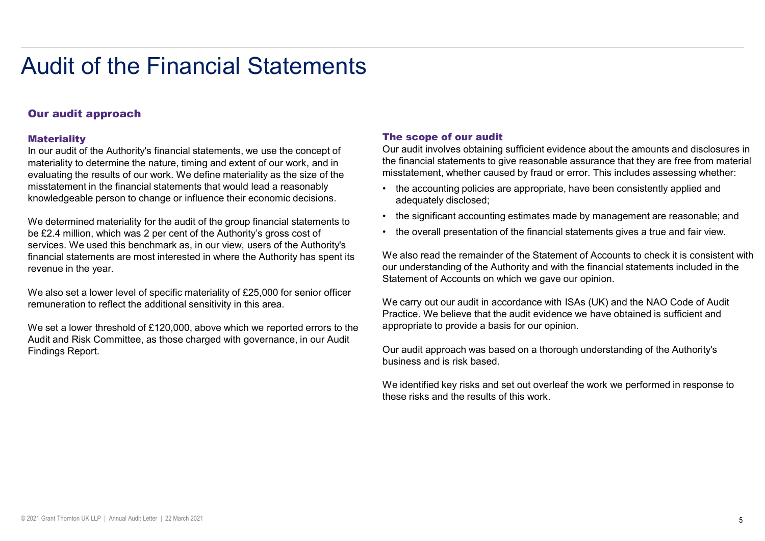# Audit of the Financial Statements

## Our audit approach

### Materiality

In our audit of the Authority's financial statements, we use the concept of materiality to determine the nature, timing and extent of our work, and in evaluating the results of our work. We define materiality as the size of the misstatement in the financial statements that would lead a reasonably knowledgeable person to change or influence their economic decisions.

We determined materiality for the audit of the group financial statements to be £2.4 million, which was 2 per cent of the Authority's gross cost of services. We used this benchmark as, in our view, users of the Authority's financial statements are most interested in where the Authority has spent its revenue in the year.

We also set a lower level of specific materiality of £25,000 for senior officer remuneration to reflect the additional sensitivity in this area.

We set a lower threshold of £120,000, above which we reported errors to the Audit and Risk Committee, as those charged with governance, in our Audit Findings Report.

### The scope of our audit

Our audit involves obtaining sufficient evidence about the amounts and disclosures in the financial statements to give reasonable assurance that they are free from material misstatement, whether caused by fraud or error. This includes assessing whether:

- the accounting policies are appropriate, have been consistently applied and adequately disclosed;
- the significant accounting estimates made by management are reasonable; and
- the overall presentation of the financial statements gives a true and fair view.

We also read the remainder of the Statement of Accounts to check it is consistent with our understanding of the Authority and with the financial statements included in the Statement of Accounts on which we gave our opinion.

We carry out our audit in accordance with ISAs (UK) and the NAO Code of Audit Practice. We believe that the audit evidence we have obtained is sufficient and appropriate to provide a basis for our opinion.

Our audit approach was based on a thorough understanding of the Authority's business and is risk based.

We identified key risks and set out overleaf the work we performed in response to these risks and the results of this work.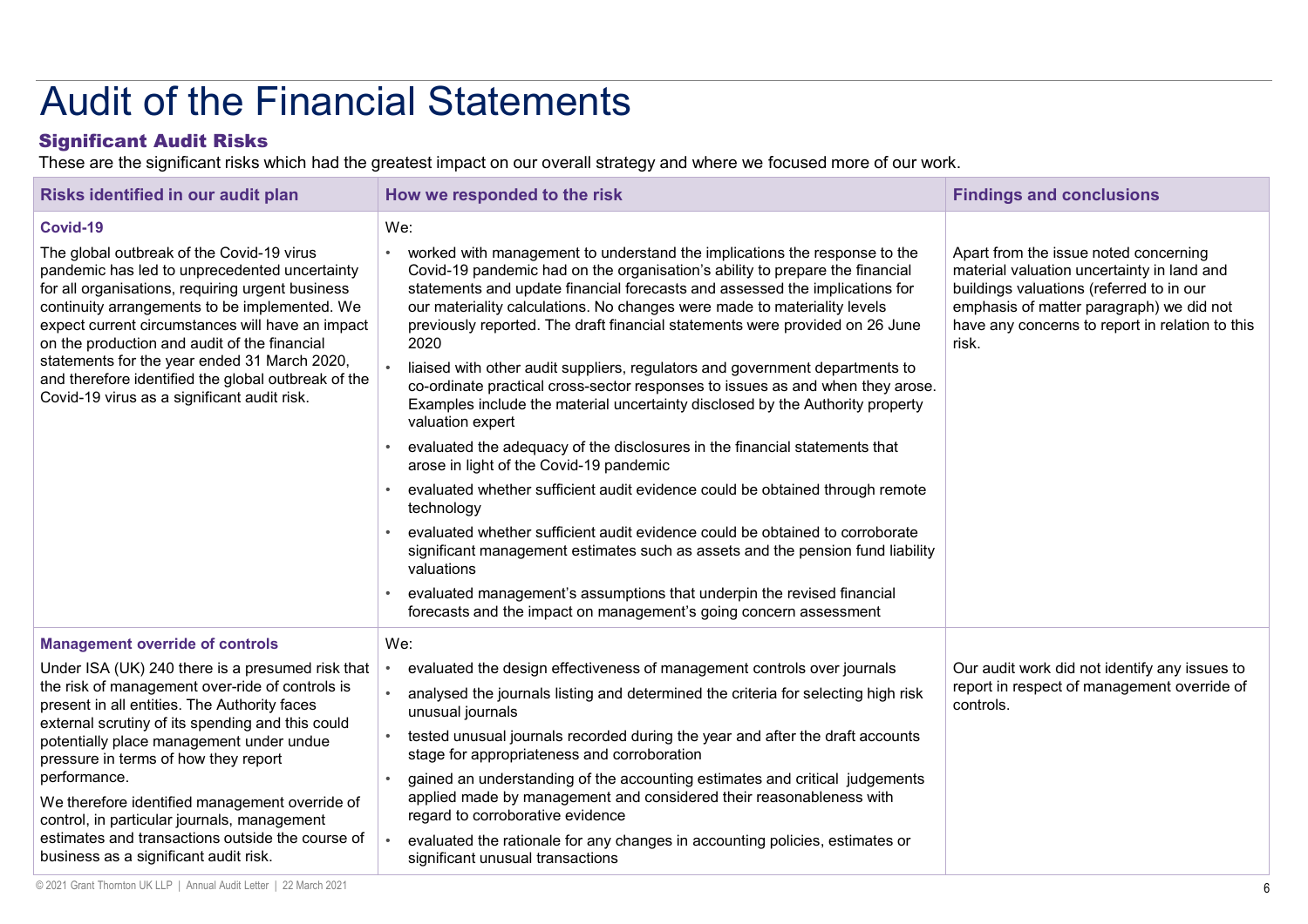# Audit of the Financial Statements

## Significant Audit Risks

These are the significant risks which had the greatest impact on our overall strategy and where we focused more of our work.

| Risks identified in our audit plan | How we responded to the risk | Findings and conclusions |
|---|---|---|
| **Covid-19**<br><br>The global outbreak of the Covid-19 virus pandemic has led to unprecedented uncertainty for all organisations, requiring urgent business continuity arrangements to be implemented. We expect current circumstances will have an impact on the production and audit of the financial statements for the year ended 31 March 2020, and therefore identified the global outbreak of the Covid-19 virus as a significant audit risk. | We:<br>• worked with management to understand the implications the response to the Covid-19 pandemic had on the organisation's ability to prepare the financial statements and update financial forecasts and assessed the implications for our materiality calculations. No changes were made to materiality levels previously reported. The draft financial statements were provided on 26 June 2020<br>• liaised with other audit suppliers, regulators and government departments to co-ordinate practical cross-sector responses to issues as and when they arose. Examples include the material uncertainty disclosed by the Authority property valuation expert<br>• evaluated the adequacy of the disclosures in the financial statements that arose in light of the Covid-19 pandemic<br>• evaluated whether sufficient audit evidence could be obtained through remote technology<br>• evaluated whether sufficient audit evidence could be obtained to corroborate significant management estimates such as assets and the pension fund liability valuations<br>• evaluated management's assumptions that underpin the revised financial forecasts and the impact on management's going concern assessment | Apart from the issue noted concerning material valuation uncertainty in land and buildings valuations (referred to in our emphasis of matter paragraph) we did not have any concerns to report in relation to this risk. |
| **Management override of controls**<br><br>Under ISA (UK) 240 there is a presumed risk that the risk of management over-ride of controls is present in all entities. The Authority faces external scrutiny of its spending and this could potentially place management under undue pressure in terms of how they report performance.<br><br>We therefore identified management override of control, in particular journals, management estimates and transactions outside the course of business as a significant audit risk. | We:<br>• evaluated the design effectiveness of management controls over journals<br>• analysed the journals listing and determined the criteria for selecting high risk unusual journals<br>• tested unusual journals recorded during the year and after the draft accounts stage for appropriateness and corroboration<br>• gained an understanding of the accounting estimates and critical judgements applied made by management and considered their reasonableness with regard to corroborative evidence<br>• evaluated the rationale for any changes in accounting policies, estimates or significant unusual transactions | Our audit work did not identify any issues to report in respect of management override of controls. |

© 2021 Grant Thornton UK LLP | Annual Audit Letter | 22 March 2021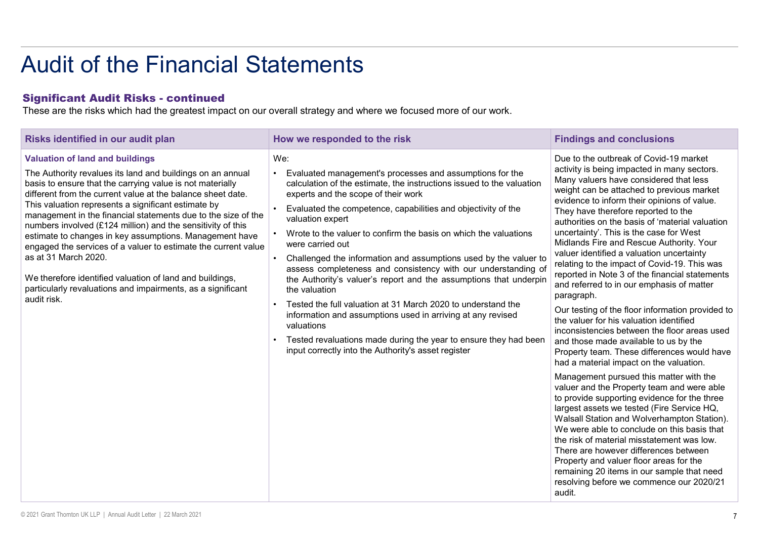# Audit of the Financial Statements

## Significant Audit Risks - continued

These are the risks which had the greatest impact on our overall strategy and where we focused more of our work.

| Risks identified in our audit plan | How we responded to the risk | Findings and conclusions |
|---|---|---|
| **Valuation of land and buildings**<br><br>The Authority revalues its land and buildings on an annual basis to ensure that the carrying value is not materially different from the current value at the balance sheet date. This valuation represents a significant estimate by management in the financial statements due to the size of the numbers involved (£124 million) and the sensitivity of this estimate to changes in key assumptions. Management have engaged the services of a valuer to estimate the current value as at 31 March 2020.<br><br>We therefore identified valuation of land and buildings, particularly revaluations and impairments, as a significant audit risk. | We:<br><br>• Evaluated management's processes and assumptions for the calculation of the estimate, the instructions issued to the valuation experts and the scope of their work<br>• Evaluated the competence, capabilities and objectivity of the valuation expert<br>• Wrote to the valuer to confirm the basis on which the valuations were carried out<br>• Challenged the information and assumptions used by the valuer to assess completeness and consistency with our understanding of the Authority's valuer's report and the assumptions that underpin the valuation<br>• Tested the full valuation at 31 March 2020 to understand the information and assumptions used in arriving at any revised valuations<br>• Tested revaluations made during the year to ensure they had been input correctly into the Authority's asset register | Due to the outbreak of Covid-19 market activity is being impacted in many sectors. Many valuers have considered that less weight can be attached to previous market evidence to inform their opinions of value. They have therefore reported to the authorities on the basis of 'material valuation uncertainty'. This is the case for West Midlands Fire and Rescue Authority. Your valuer identified a valuation uncertainty relating to the impact of Covid-19. This was reported in Note 3 of the financial statements and referred to in our emphasis of matter paragraph.<br><br>Our testing of the floor information provided to the valuer for his valuation identified inconsistencies between the floor areas used and those made available to us by the Property team. These differences would have had a material impact on the valuation.<br><br>Management pursued this matter with the valuer and the Property team and were able to provide supporting evidence for the three largest assets we tested (Fire Service HQ, Walsall Station and Wolverhampton Station). We were able to conclude on this basis that the risk of material misstatement was low. There are however differences between Property and valuer floor areas for the remaining 20 items in our sample that need resolving before we commence our 2020/21 audit. |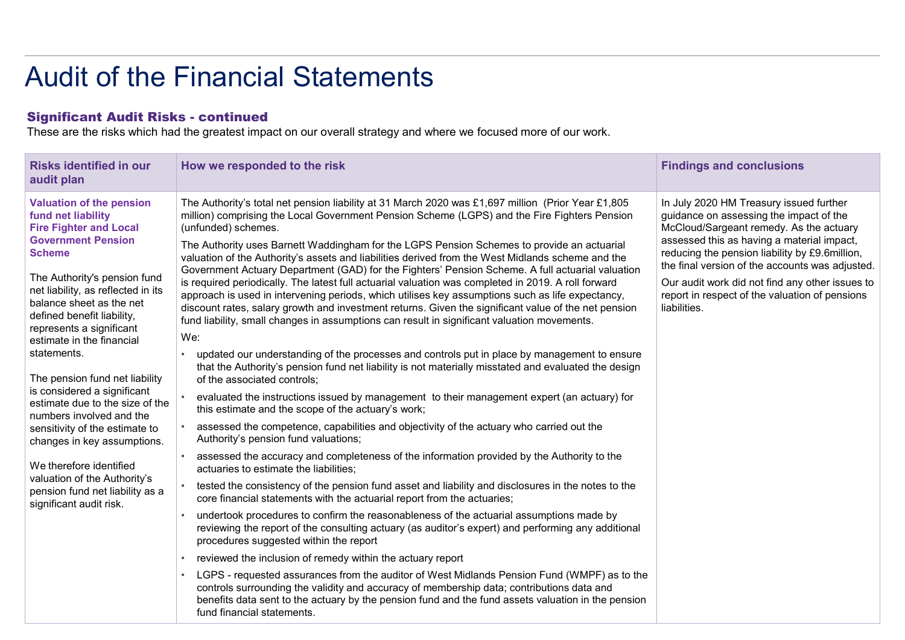# Audit of the Financial Statements

## Significant Audit Risks - continued

These are the risks which had the greatest impact on our overall strategy and where we focused more of our work.

| Risks identified in our audit plan | How we responded to the risk | Findings and conclusions |
|---|---|---|
| **Valuation of the pension fund net liability Fire Fighter and Local Government Pension Scheme**<br><br>The Authority's pension fund net liability, as reflected in its balance sheet as the net defined benefit liability, represents a significant estimate in the financial statements.<br><br>The pension fund net liability is considered a significant estimate due to the size of the numbers involved and the sensitivity of the estimate to changes in key assumptions.<br><br>We therefore identified valuation of the Authority's pension fund net liability as a significant audit risk. | The Authority's total net pension liability at 31 March 2020 was £1,697 million (Prior Year £1,805 million) comprising the Local Government Pension Scheme (LGPS) and the Fire Fighters Pension (unfunded) schemes.<br><br>The Authority uses Barnett Waddingham for the LGPS Pension Schemes to provide an actuarial valuation of the Authority's assets and liabilities derived from the West Midlands scheme and the Government Actuary Department (GAD) for the Fighters' Pension Scheme. A full actuarial valuation is required periodically. The latest full actuarial valuation was completed in 2019. A roll forward approach is used in intervening periods, which utilises key assumptions such as life expectancy, discount rates, salary growth and investment returns. Given the significant value of the net pension fund liability, small changes in assumptions can result in significant valuation movements.<br><br>We:<br><br>• updated our understanding of the processes and controls put in place by management to ensure that the Authority's pension fund net liability is not materially misstated and evaluated the design of the associated controls;<br>• evaluated the instructions issued by management to their management expert (an actuary) for this estimate and the scope of the actuary's work;<br>• assessed the competence, capabilities and objectivity of the actuary who carried out the Authority's pension fund valuations;<br>• assessed the accuracy and completeness of the information provided by the Authority to the actuaries to estimate the liabilities;<br>• tested the consistency of the pension fund asset and liability and disclosures in the notes to the core financial statements with the actuarial report from the actuaries;<br>• undertook procedures to confirm the reasonableness of the actuarial assumptions made by reviewing the report of the consulting actuary (as auditor's expert) and performing any additional procedures suggested within the report<br>• reviewed the inclusion of remedy within the actuary report<br>• LGPS - requested assurances from the auditor of West Midlands Pension Fund (WMPF) as to the controls surrounding the validity and accuracy of membership data; contributions data and benefits data sent to the actuary by the pension fund and the fund assets valuation in the pension fund financial statements. | In July 2020 HM Treasury issued further guidance on assessing the impact of the McCloud/Sargeant remedy. As the actuary assessed this as having a material impact, reducing the pension liability by £9.6million, the final version of the accounts was adjusted.<br><br>Our audit work did not find any other issues to report in respect of the valuation of pensions liabilities. |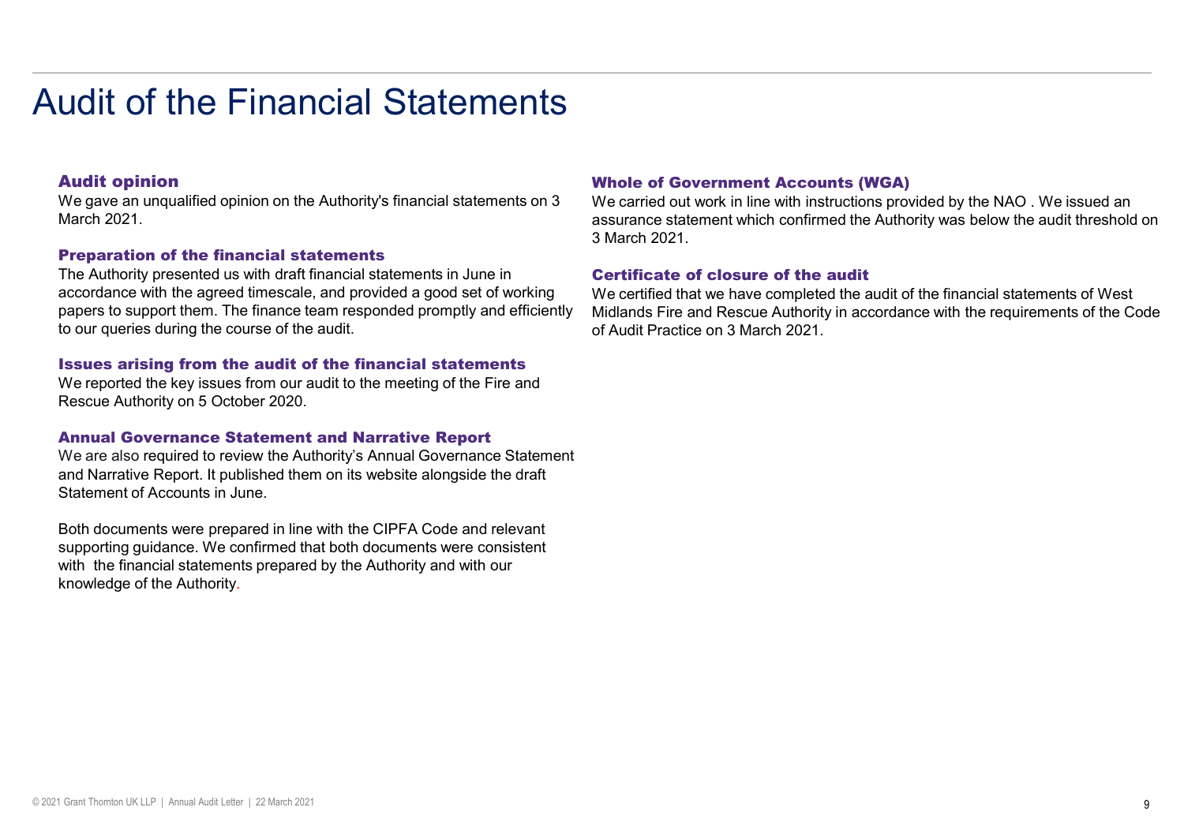# Audit of the Financial Statements

### Audit opinion

We gave an unqualified opinion on the Authority's financial statements on 3 March 2021.

### Preparation of the financial statements

The Authority presented us with draft financial statements in June in accordance with the agreed timescale, and provided a good set of working papers to support them. The finance team responded promptly and efficiently to our queries during the course of the audit.

### Issues arising from the audit of the financial statements

We reported the key issues from our audit to the meeting of the Fire and Rescue Authority on 5 October 2020.

### Annual Governance Statement and Narrative Report

We are also required to review the Authority's Annual Governance Statement and Narrative Report. It published them on its website alongside the draft Statement of Accounts in June.

Both documents were prepared in line with the CIPFA Code and relevant supporting guidance. We confirmed that both documents were consistent with the financial statements prepared by the Authority and with our knowledge of the Authority.

### Whole of Government Accounts (WGA)

We carried out work in line with instructions provided by the NAO . We issued an assurance statement which confirmed the Authority was below the audit threshold on 3 March 2021.

### Certificate of closure of the audit

We certified that we have completed the audit of the financial statements of West Midlands Fire and Rescue Authority in accordance with the requirements of the Code of Audit Practice on 3 March 2021.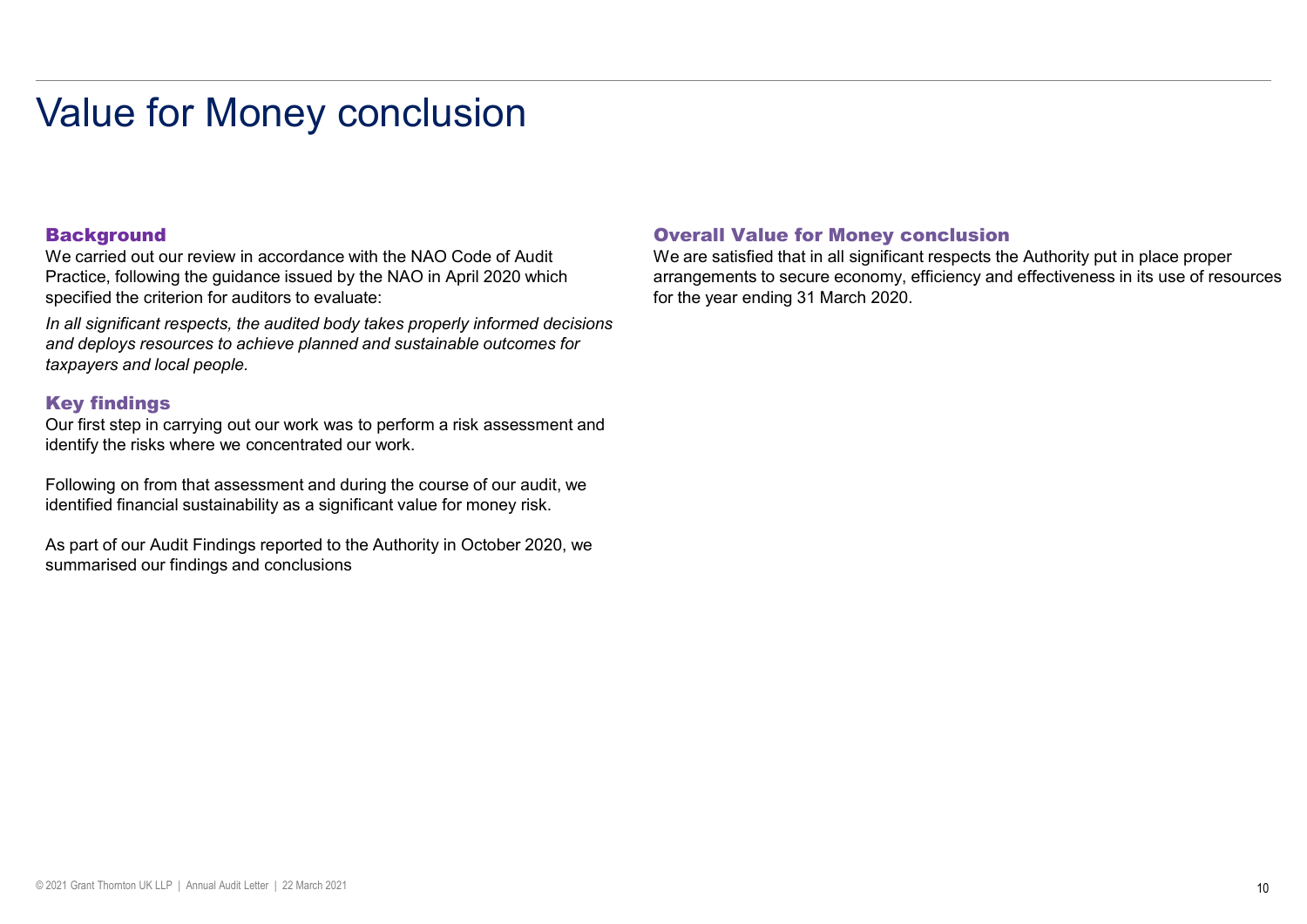# Value for Money conclusion

## Background

We carried out our review in accordance with the NAO Code of Audit Practice, following the guidance issued by the NAO in April 2020 which specified the criterion for auditors to evaluate:

*In all significant respects, the audited body takes properly informed decisions and deploys resources to achieve planned and sustainable outcomes for taxpayers and local people.*

## Key findings

Our first step in carrying out our work was to perform a risk assessment and identify the risks where we concentrated our work.

Following on from that assessment and during the course of our audit, we identified financial sustainability as a significant value for money risk.

As part of our Audit Findings reported to the Authority in October 2020, we summarised our findings and conclusions

## Overall Value for Money conclusion

We are satisfied that in all significant respects the Authority put in place proper arrangements to secure economy, efficiency and effectiveness in its use of resources for the year ending 31 March 2020.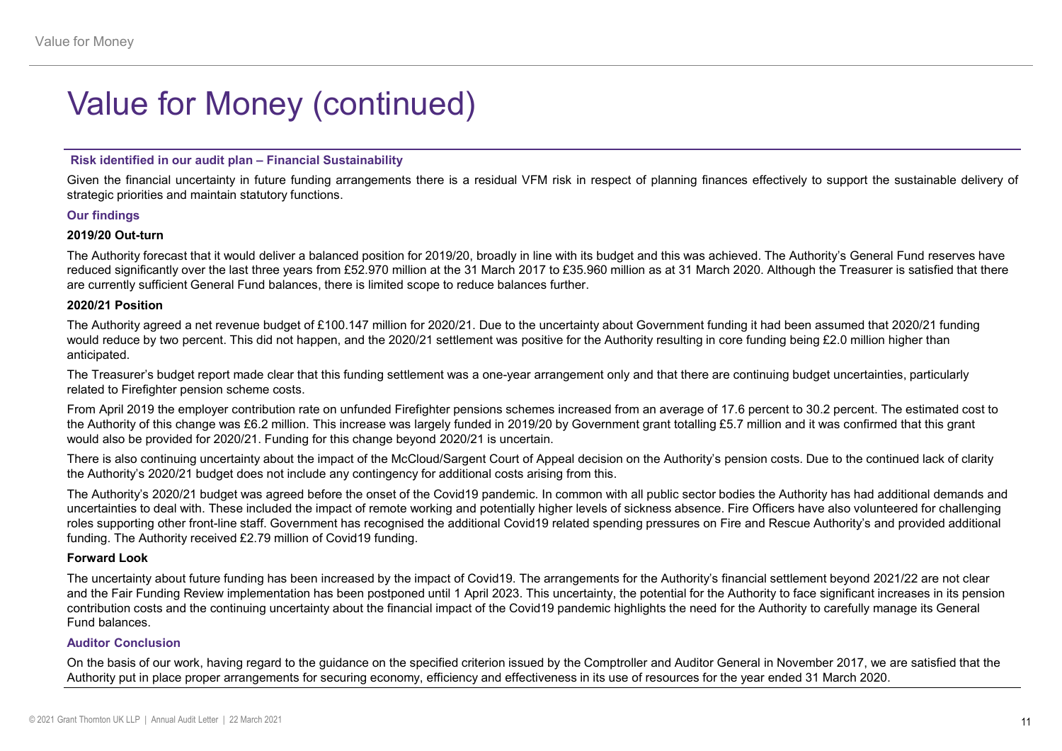# Value for Money (continued)

**Risk identified in our audit plan – Financial Sustainability**

Given the financial uncertainty in future funding arrangements there is a residual VFM risk in respect of planning finances effectively to support the sustainable delivery of strategic priorities and maintain statutory functions.

### Our findings

**2019/20 Out-turn**

The Authority forecast that it would deliver a balanced position for 2019/20, broadly in line with its budget and this was achieved. The Authority's General Fund reserves have reduced significantly over the last three years from £52.970 million at the 31 March 2017 to £35.960 million as at 31 March 2020. Although the Treasurer is satisfied that there are currently sufficient General Fund balances, there is limited scope to reduce balances further.

**2020/21 Position**

The Authority agreed a net revenue budget of £100.147 million for 2020/21. Due to the uncertainty about Government funding it had been assumed that 2020/21 funding would reduce by two percent. This did not happen, and the 2020/21 settlement was positive for the Authority resulting in core funding being £2.0 million higher than anticipated.

The Treasurer's budget report made clear that this funding settlement was a one-year arrangement only and that there are continuing budget uncertainties, particularly related to Firefighter pension scheme costs.

From April 2019 the employer contribution rate on unfunded Firefighter pensions schemes increased from an average of 17.6 percent to 30.2 percent. The estimated cost to the Authority of this change was £6.2 million. This increase was largely funded in 2019/20 by Government grant totalling £5.7 million and it was confirmed that this grant would also be provided for 2020/21. Funding for this change beyond 2020/21 is uncertain.

There is also continuing uncertainty about the impact of the McCloud/Sargent Court of Appeal decision on the Authority's pension costs. Due to the continued lack of clarity the Authority's 2020/21 budget does not include any contingency for additional costs arising from this.

The Authority's 2020/21 budget was agreed before the onset of the Covid19 pandemic. In common with all public sector bodies the Authority has had additional demands and uncertainties to deal with. These included the impact of remote working and potentially higher levels of sickness absence. Fire Officers have also volunteered for challenging roles supporting other front-line staff. Government has recognised the additional Covid19 related spending pressures on Fire and Rescue Authority's and provided additional funding. The Authority received £2.79 million of Covid19 funding.

**Forward Look**

The uncertainty about future funding has been increased by the impact of Covid19. The arrangements for the Authority's financial settlement beyond 2021/22 are not clear and the Fair Funding Review implementation has been postponed until 1 April 2023. This uncertainty, the potential for the Authority to face significant increases in its pension contribution costs and the continuing uncertainty about the financial impact of the Covid19 pandemic highlights the need for the Authority to carefully manage its General Fund balances.

### Auditor Conclusion

On the basis of our work, having regard to the guidance on the specified criterion issued by the Comptroller and Auditor General in November 2017, we are satisfied that the Authority put in place proper arrangements for securing economy, efficiency and effectiveness in its use of resources for the year ended 31 March 2020.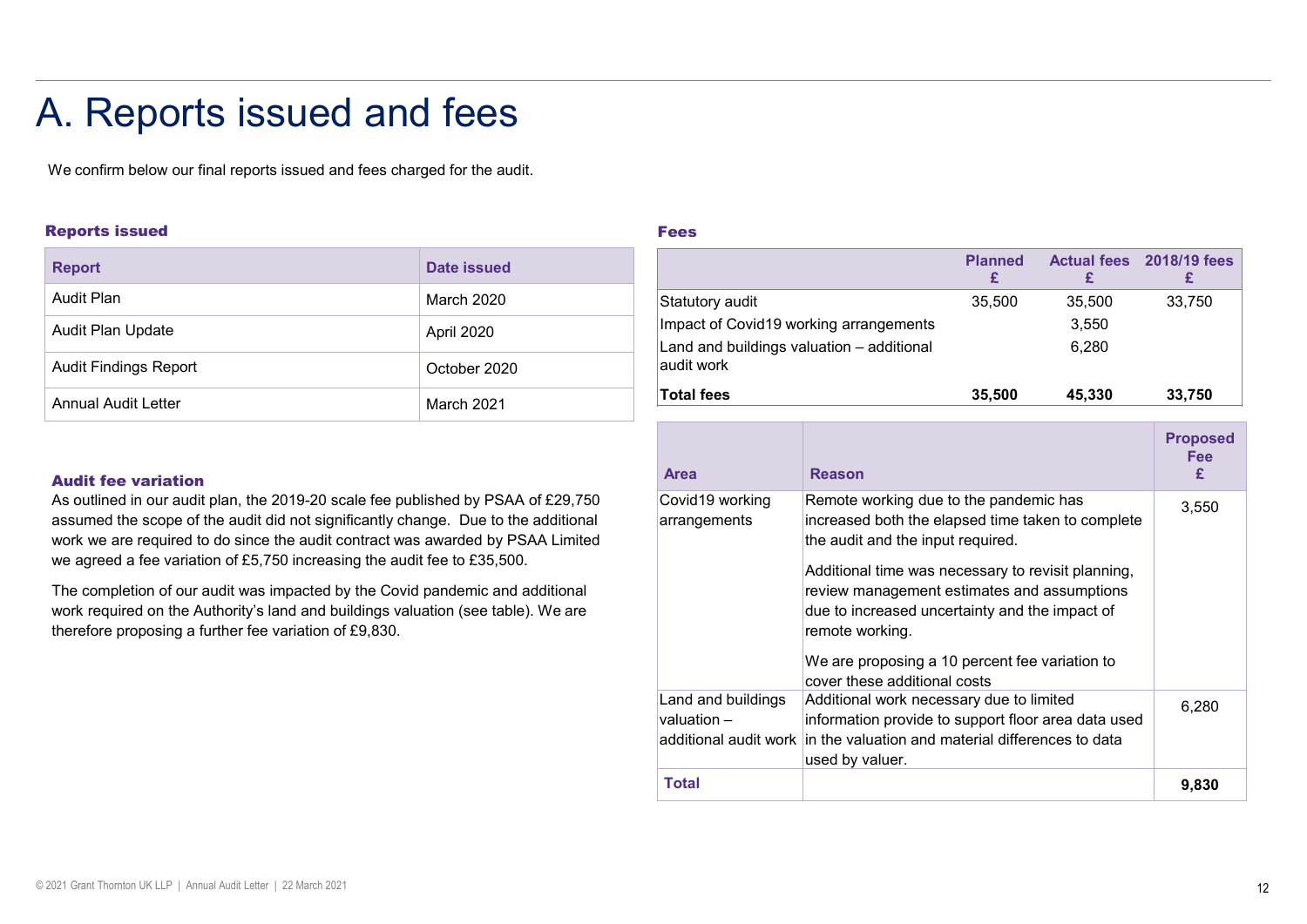# A. Reports issued and fees

We confirm below our final reports issued and fees charged for the audit.

### Reports issued

| Report | Date issued |
|---|---|
| Audit Plan | March 2020 |
| Audit Plan Update | April 2020 |
| Audit Findings Report | October 2020 |
| Annual Audit Letter | March 2021 |

### Audit fee variation

As outlined in our audit plan, the 2019-20 scale fee published by PSAA of £29,750 assumed the scope of the audit did not significantly change. Due to the additional work we are required to do since the audit contract was awarded by PSAA Limited we agreed a fee variation of £5,750 increasing the audit fee to £35,500.

The completion of our audit was impacted by the Covid pandemic and additional work required on the Authority's land and buildings valuation (see table). We are therefore proposing a further fee variation of £9,830.

### Fees

| | Planned £ | Actual fees £ | 2018/19 fees £ |
|---|---|---|---|
| Statutory audit | 35,500 | 35,500 | 33,750 |
| Impact of Covid19 working arrangements | | 3,550 | |
| Land and buildings valuation – additional audit work | | 6,280 | |
| **Total fees** | **35,500** | **45,330** | **33,750** |

| Area | Reason | Proposed Fee £ |
|---|---|---|
| Covid19 working arrangements | Remote working due to the pandemic has increased both the elapsed time taken to complete the audit and the input required.<br><br>Additional time was necessary to revisit planning, review management estimates and assumptions due to increased uncertainty and the impact of remote working.<br><br>We are proposing a 10 percent fee variation to cover these additional costs | 3,550 |
| Land and buildings valuation – additional audit work | Additional work necessary due to limited information provide to support floor area data used in the valuation and material differences to data used by valuer. | 6,280 |
| **Total** | | **9,830** |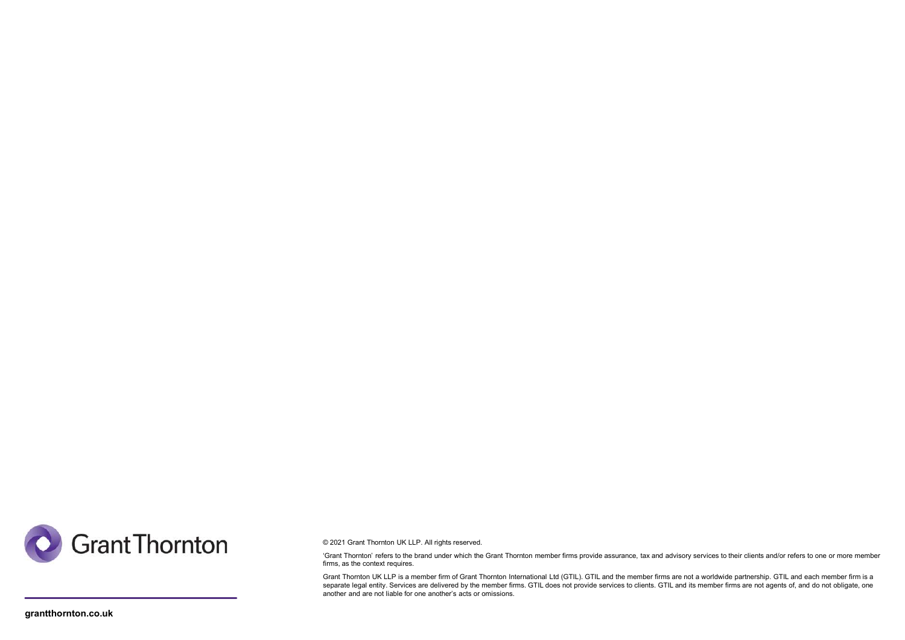Grant Thornton

© 2021 Grant Thornton UK LLP. All rights reserved.

'Grant Thornton' refers to the brand under which the Grant Thornton member firms provide assurance, tax and advisory services to their clients and/or refers to one or more member firms, as the context requires.

Grant Thornton UK LLP is a member firm of Grant Thornton International Ltd (GTIL). GTIL and the member firms are not a worldwide partnership. GTIL and each member firm is a separate legal entity. Services are delivered by the member firms. GTIL does not provide services to clients. GTIL and its member firms are not agents of, and do not obligate, one another and are not liable for one another's acts or omissions.

**grantthornton.co.uk**